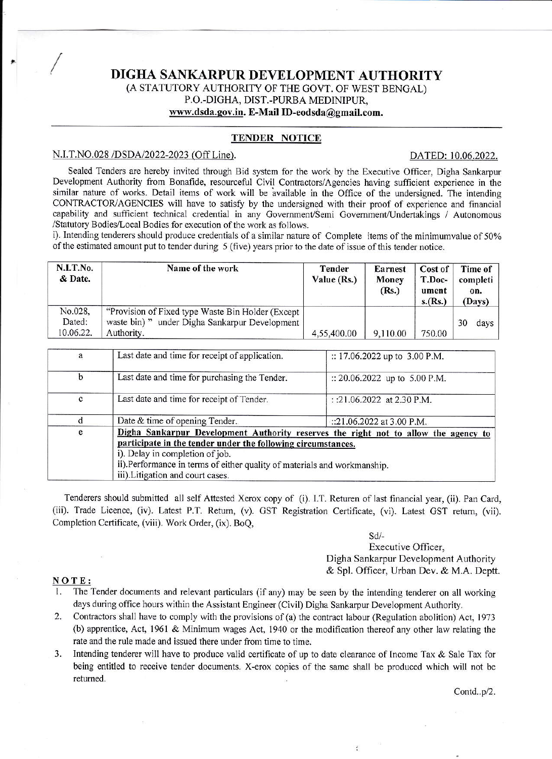# DIGHA SANKARPUR DEVELOPMENT AUTHORITY

(A STATUTORY AUTHORITY OF THE GOVT. OF WEST BENGAL)
P.O.-DIGHA, DIST.-PURBA MEDINIPUR,
**www.dsda.gov.in. E-Mail ID-eodsda@gmail.com.**

## TENDER NOTICE

N.I.T.NO.028 /DSDA/2022-2023 (Off Line). DATED: 10.06.2022.

Sealed Tenders are hereby invited through Bid system for the work by the Executive Officer, Digha Sankarpur Development Authority from Bonafide, resourceful Civil Contractors/Agencies having sufficient experience in the similar nature of works. Detail items of work will be available in the Office of the undersigned. The intending CONTRACTOR/AGENCIES will have to satisfy by the undersigned with their proof of experience and financial capability and sufficient technical credential in any Government/Semi Government/Undertakings / Autonomous /Statutory Bodies/Local Bodies for execution of the work as follows.

i). Intending tenderers should produce credentials of a similar nature of Complete items of the minimumvalue of 50% of the estimated amount put to tender during 5 (five) years prior to the date of issue of this tender notice.

| N.I.T.No. & Date. | Name of the work | Tender Value (Rs.) | Earnest Money (Rs.) | Cost of T.Document s.(Rs.) | Time of completi on. (Days) |
|---|---|---|---|---|---|
| No.028, Dated: 10.06.22. | "Provision of Fixed type Waste Bin Holder (Except waste bin) " under Digha Sankarpur Development Authority. | 4,55,400.00 | 9,110.00 | 750.00 | 30 days |

| | | |
|---|---|---|
| a | Last date and time for receipt of application. | :: 17.06.2022 up to 3.00 P.M. |
| b | Last date and time for purchasing the Tender. | :: 20.06.2022 up to 5.00 P.M. |
| c | Last date and time for receipt of Tender. | : :21.06.2022 at 2.30 P.M. |
| d | Date & time of opening Tender. | ::21.06.2022 at 3.00 P.M. |
| e | **Digha Sankarpur Development Authority reserves the right not to allow the agency to participate in the tender under the following circumstances.** i). Delay in completion of job. ii).Performance in terms of either quality of materials and workmanship. iii).Litigation and court cases. | |

Tenderers should submitted all self Attested Xerox copy of (i). I.T. Returen of last financial year, (ii). Pan Card, (iii). Trade Licence, (iv). Latest P.T. Return, (v). GST Registration Certificate, (vi). Latest GST return, (vii). Completion Certificate, (viii). Work Order, (ix). BoQ,

Sd/-
Executive Officer,
Digha Sankarpur Development Authority
& Spl. Officer, Urban Dev. & M.A. Deptt.

**NOTE:**

1. The Tender documents and relevant particulars (if any) may be seen by the intending tenderer on all working days during office hours within the Assistant Engineer (Civil) Digha Sankarpur Development Authority.
2. Contractors shall have to comply with the provisions of (a) the contract labour (Regulation abolition) Act, 1973 (b) apprentice, Act, 1961 & Minimum wages Act, 1940 or the modification thereof any other law relating the rate and the rule made and issued there under from time to time.
3. Intending tenderer will have to produce valid certificate of up to date clearance of Income Tax & Sale Tax for being entitled to receive tender documents. X-erox copies of the same shall be produced which will not be returned.

Contd..p/2.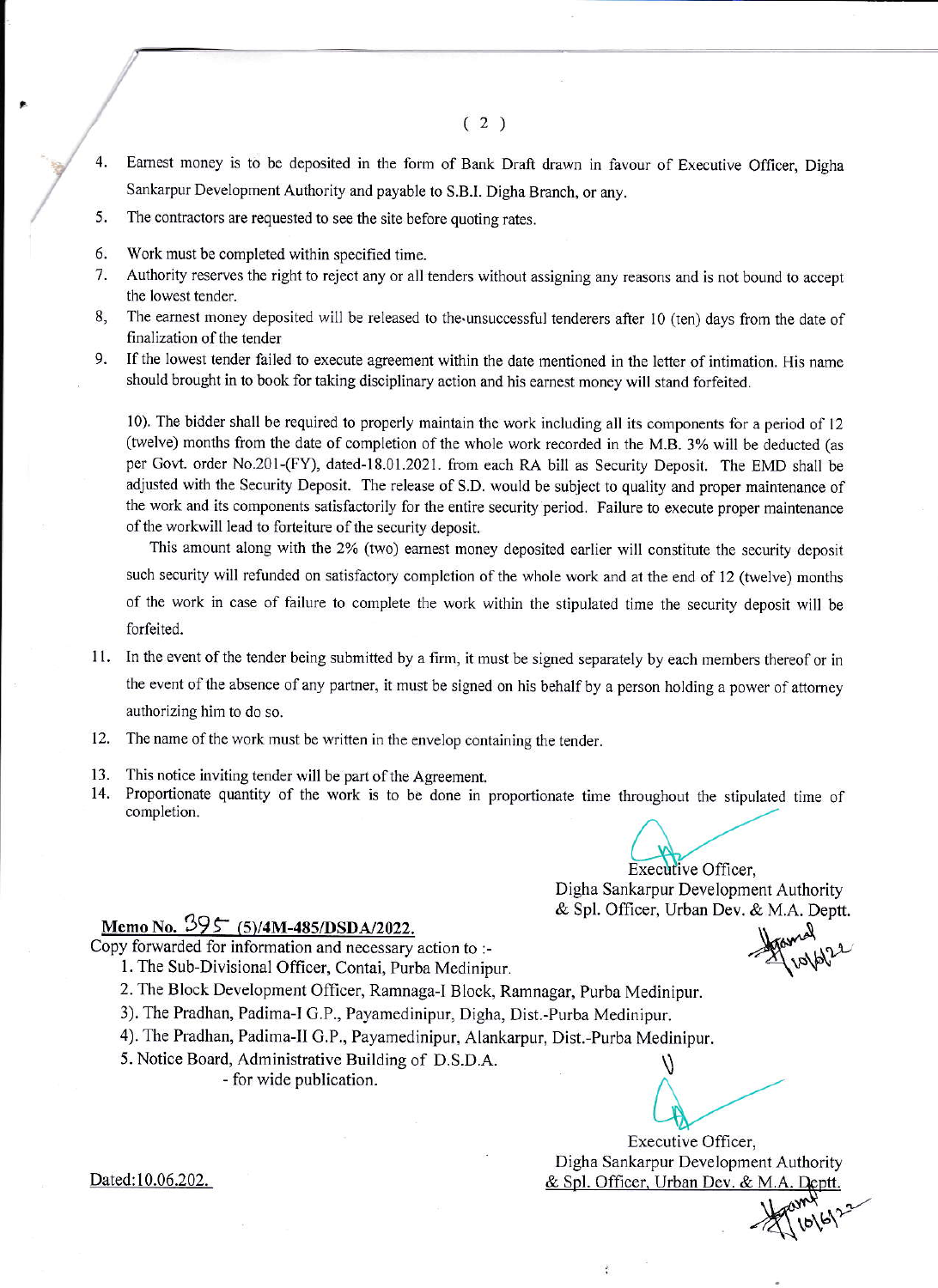4. Earnest money is to be deposited in the form of Bank Draft drawn in favour of Executive Officer, Digha Sankarpur Development Authority and payable to S.B.I. Digha Branch, or any.
5. The contractors are requested to see the site before quoting rates.
6. Work must be completed within specified time.
7. Authority reserves the right to reject any or all tenders without assigning any reasons and is not bound to accept the lowest tender.
8, The earnest money deposited will be released to the unsuccessful tenderers after 10 (ten) days from the date of finalization of the tender
9. If the lowest tender failed to execute agreement within the date mentioned in the letter of intimation. His name should brought in to book for taking disciplinary action and his earnest money will stand forfeited.

10). The bidder shall be required to properly maintain the work including all its components for a period of 12 (twelve) months from the date of completion of the whole work recorded in the M.B. 3% will be deducted (as per Govt. order No.201-(FY), dated-18.01.2021. from each RA bill as Security Deposit. The EMD shall be adjusted with the Security Deposit. The release of S.D. would be subject to quality and proper maintenance of the work and its components satisfactorily for the entire security period. Failure to execute proper maintenance of the workwill lead to forfeiture of the security deposit.

This amount along with the 2% (two) earnest money deposited earlier will constitute the security deposit such security will refunded on satisfactory completion of the whole work and at the end of 12 (twelve) months of the work in case of failure to complete the work within the stipulated time the security deposit will be forfeited.

11. In the event of the tender being submitted by a firm, it must be signed separately by each members thereof or in the event of the absence of any partner, it must be signed on his behalf by a person holding a power of attorney authorizing him to do so.
12. The name of the work must be written in the envelop containing the tender.
13. This notice inviting tender will be part of the Agreement.
14. Proportionate quantity of the work is to be done in proportionate time throughout the stipulated time of completion.

Executive Officer,
Digha Sankarpur Development Authority
& Spl. Officer, Urban Dev. & M.A. Deptt.

**Memo No. 395 (5)/4M-485/DSDA/2022.**

Copy forwarded for information and necessary action to :-

1. The Sub-Divisional Officer, Contai, Purba Medinipur.
2. The Block Development Officer, Ramnaga-I Block, Ramnagar, Purba Medinipur.
3). The Pradhan, Padima-I G.P., Payamedinipur, Digha, Dist.-Purba Medinipur.
4). The Pradhan, Padima-II G.P., Payamedinipur, Alankarpur, Dist.-Purba Medinipur.
5. Notice Board, Administrative Building of D.S.D.A.
   - for wide publication.

Executive Officer,
Digha Sankarpur Development Authority
& Spl. Officer, Urban Dev. & M.A. Deptt.

Dated:10.06.202.